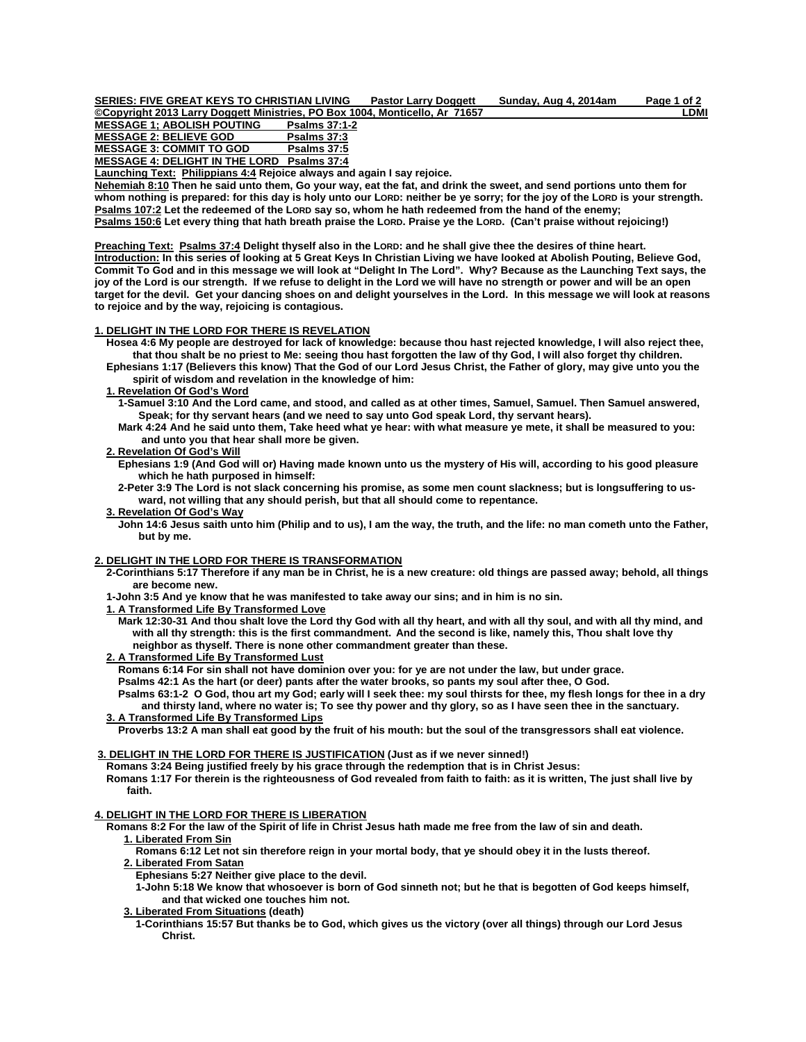**SERIES: FIVE GREAT KEYS TO CHRISTIAN LIVING Pastor Larry Doggett Sunday, Aug 4, 2014am**

**©Copyright 2013 Larry Doggett Ministries, PO Box 1004, Monticello, Ar 71657 LDMI**

**MESSAGE 1; ABOLISH POUTING Psalms 37:1-2**
**MESSAGE 2: BELIEVE GOD Psalms 37:3**
**MESSAGE 3: COMMIT TO GOD Psalms 37:5**
**MESSAGE 4: DELIGHT IN THE LORD Psalms 37:4**

**Launching Text: Philippians 4:4 Rejoice always and again I say rejoice.**

**Nehemiah 8:10 Then he said unto them, Go your way, eat the fat, and drink the sweet, and send portions unto them for whom nothing is prepared: for this day is holy unto our LORD: neither be ye sorry; for the joy of the LORD is your strength.**

**Psalms 107:2 Let the redeemed of the LORD say so, whom he hath redeemed from the hand of the enemy;**

**Psalms 150:6 Let every thing that hath breath praise the LORD. Praise ye the LORD. (Can't praise without rejoicing!)**

**Preaching Text: Psalms 37:4 Delight thyself also in the LORD: and he shall give thee the desires of thine heart.**

**Introduction: In this series of looking at 5 Great Keys In Christian Living we have looked at Abolish Pouting, Believe God, Commit To God and in this message we will look at "Delight In The Lord". Why? Because as the Launching Text says, the joy of the Lord is our strength. If we refuse to delight in the Lord we will have no strength or power and will be an open target for the devil. Get your dancing shoes on and delight yourselves in the Lord. In this message we will look at reasons to rejoice and by the way, rejoicing is contagious.**

## 1. DELIGHT IN THE LORD FOR THERE IS REVELATION

**Hosea 4:6 My people are destroyed for lack of knowledge: because thou hast rejected knowledge, I will also reject thee, that thou shalt be no priest to Me: seeing thou hast forgotten the law of thy God, I will also forget thy children.**

**Ephesians 1:17 (Believers this know) That the God of our Lord Jesus Christ, the Father of glory, may give unto you the spirit of wisdom and revelation in the knowledge of him:**

### 1. Revelation Of God's Word

**1-Samuel 3:10 And the Lord came, and stood, and called as at other times, Samuel, Samuel. Then Samuel answered, Speak; for thy servant hears (and we need to say unto God speak Lord, thy servant hears).**

**Mark 4:24 And he said unto them, Take heed what ye hear: with what measure ye mete, it shall be measured to you: and unto you that hear shall more be given.**

### 2. Revelation Of God's Will

**Ephesians 1:9 (And God will or) Having made known unto us the mystery of His will, according to his good pleasure which he hath purposed in himself:**

**2-Peter 3:9 The Lord is not slack concerning his promise, as some men count slackness; but is longsuffering to us-ward, not willing that any should perish, but that all should come to repentance.**

### 3. Revelation Of God's Way

**John 14:6 Jesus saith unto him (Philip and to us), I am the way, the truth, and the life: no man cometh unto the Father, but by me.**

## 2. DELIGHT IN THE LORD FOR THERE IS TRANSFORMATION

**2-Corinthians 5:17 Therefore if any man be in Christ, he is a new creature: old things are passed away; behold, all things are become new.**

**1-John 3:5 And ye know that he was manifested to take away our sins; and in him is no sin.**

### 1. A Transformed Life By Transformed Love

**Mark 12:30-31 And thou shalt love the Lord thy God with all thy heart, and with all thy soul, and with all thy mind, and with all thy strength: this is the first commandment. And the second is like, namely this, Thou shalt love thy neighbor as thyself. There is none other commandment greater than these.**

### 2. A Transformed Life By Transformed Lust

**Romans 6:14 For sin shall not have dominion over you: for ye are not under the law, but under grace.**

**Psalms 42:1 As the hart (or deer) pants after the water brooks, so pants my soul after thee, O God.**

**Psalms 63:1-2 O God, thou art my God; early will I seek thee: my soul thirsts for thee, my flesh longs for thee in a dry and thirsty land, where no water is; To see thy power and thy glory, so as I have seen thee in the sanctuary.**

### 3. A Transformed Life By Transformed Lips

**Proverbs 13:2 A man shall eat good by the fruit of his mouth: but the soul of the transgressors shall eat violence.**

## 3. DELIGHT IN THE LORD FOR THERE IS JUSTIFICATION (Just as if we never sinned!)

**Romans 3:24 Being justified freely by his grace through the redemption that is in Christ Jesus:**

**Romans 1:17 For therein is the righteousness of God revealed from faith to faith: as it is written, The just shall live by faith.**

## 4. DELIGHT IN THE LORD FOR THERE IS LIBERATION

**Romans 8:2 For the law of the Spirit of life in Christ Jesus hath made me free from the law of sin and death.**

### 1. Liberated From Sin

**Romans 6:12 Let not sin therefore reign in your mortal body, that ye should obey it in the lusts thereof.**

### 2. Liberated From Satan

**Ephesians 5:27 Neither give place to the devil.**

**1-John 5:18 We know that whosoever is born of God sinneth not; but he that is begotten of God keeps himself, and that wicked one touches him not.**

### 3. Liberated From Situations (death)

**1-Corinthians 15:57 But thanks be to God, which gives us the victory (over all things) through our Lord Jesus Christ.**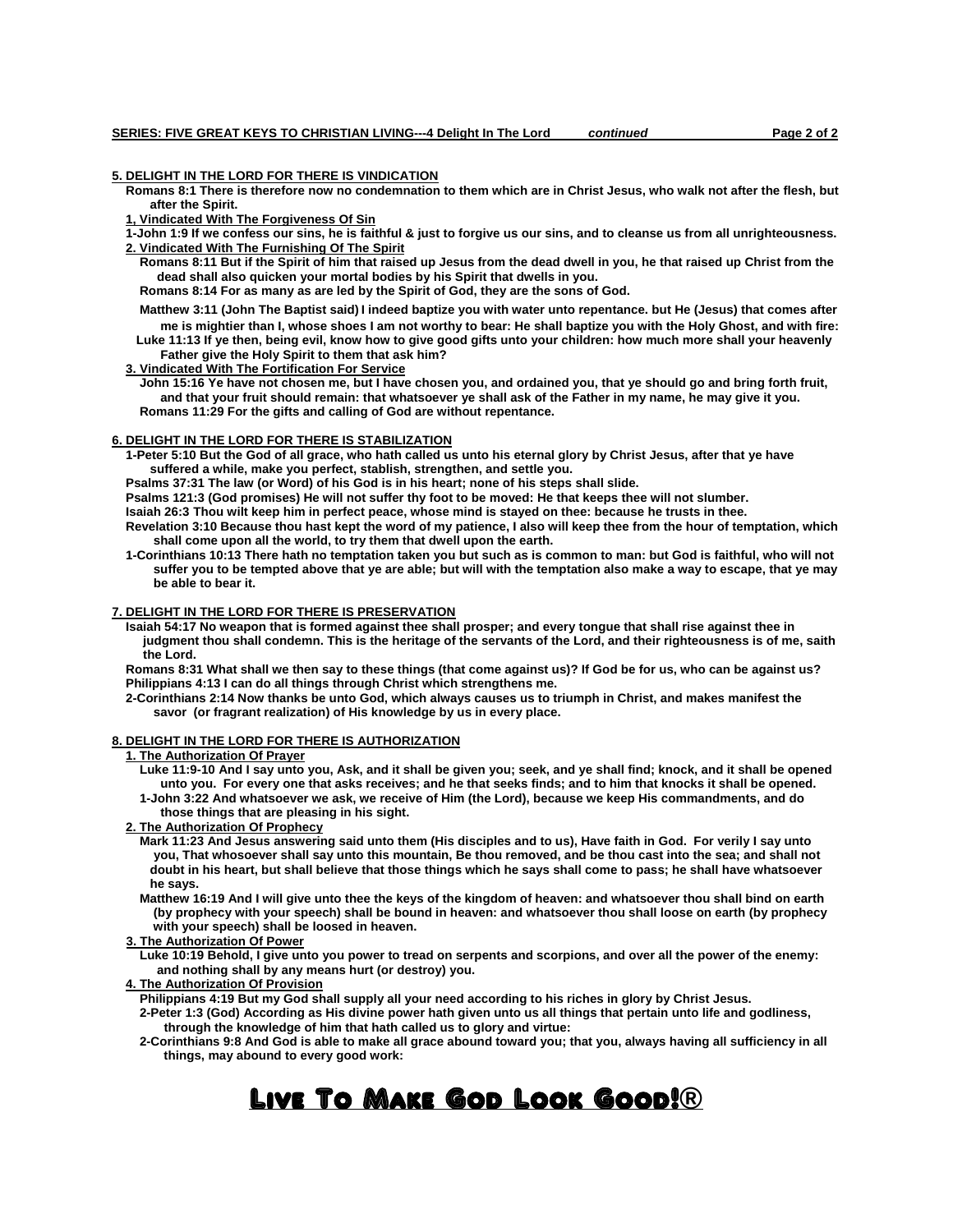**5. DELIGHT IN THE LORD FOR THERE IS VINDICATION**

**Romans 8:1 There is therefore now no condemnation to them which are in Christ Jesus, who walk not after the flesh, but after the Spirit.**

**1, Vindicated With The Forgiveness Of Sin**

**1-John 1:9 If we confess our sins, he is faithful & just to forgive us our sins, and to cleanse us from all unrighteousness.**

**2. Vindicated With The Furnishing Of The Spirit**

**Romans 8:11 But if the Spirit of him that raised up Jesus from the dead dwell in you, he that raised up Christ from the dead shall also quicken your mortal bodies by his Spirit that dwells in you.**

**Romans 8:14 For as many as are led by the Spirit of God, they are the sons of God.**

**Matthew 3:11 (John The Baptist said) I indeed baptize you with water unto repentance. but He (Jesus) that comes after me is mightier than I, whose shoes I am not worthy to bear: He shall baptize you with the Holy Ghost, and with fire:**

**Luke 11:13 If ye then, being evil, know how to give good gifts unto your children: how much more shall your heavenly Father give the Holy Spirit to them that ask him?**

**3. Vindicated With The Fortification For Service**

**John 15:16 Ye have not chosen me, but I have chosen you, and ordained you, that ye should go and bring forth fruit, and that your fruit should remain: that whatsoever ye shall ask of the Father in my name, he may give it you.**

**Romans 11:29 For the gifts and calling of God are without repentance.**

**6. DELIGHT IN THE LORD FOR THERE IS STABILIZATION**

**1-Peter 5:10 But the God of all grace, who hath called us unto his eternal glory by Christ Jesus, after that ye have suffered a while, make you perfect, stablish, strengthen, and settle you.**

**Psalms 37:31 The law (or Word) of his God is in his heart; none of his steps shall slide.**

**Psalms 121:3 (God promises) He will not suffer thy foot to be moved: He that keeps thee will not slumber.**

**Isaiah 26:3 Thou wilt keep him in perfect peace, whose mind is stayed on thee: because he trusts in thee.**

**Revelation 3:10 Because thou hast kept the word of my patience, I also will keep thee from the hour of temptation, which shall come upon all the world, to try them that dwell upon the earth.**

**1-Corinthians 10:13 There hath no temptation taken you but such as is common to man: but God is faithful, who will not suffer you to be tempted above that ye are able; but will with the temptation also make a way to escape, that ye may be able to bear it.**

**7. DELIGHT IN THE LORD FOR THERE IS PRESERVATION**

**Isaiah 54:17 No weapon that is formed against thee shall prosper; and every tongue that shall rise against thee in judgment thou shall condemn. This is the heritage of the servants of the Lord, and their righteousness is of me, saith the Lord.**

**Romans 8:31 What shall we then say to these things (that come against us)? If God be for us, who can be against us?**

**Philippians 4:13 I can do all things through Christ which strengthens me.**

**2-Corinthians 2:14 Now thanks be unto God, which always causes us to triumph in Christ, and makes manifest the savor (or fragrant realization) of His knowledge by us in every place.**

**8. DELIGHT IN THE LORD FOR THERE IS AUTHORIZATION**

**1. The Authorization Of Prayer**

**Luke 11:9-10 And I say unto you, Ask, and it shall be given you; seek, and ye shall find; knock, and it shall be opened unto you. For every one that asks receives; and he that seeks finds; and to him that knocks it shall be opened.**

**1-John 3:22 And whatsoever we ask, we receive of Him (the Lord), because we keep His commandments, and do those things that are pleasing in his sight.**

**2. The Authorization Of Prophecy**

**Mark 11:23 And Jesus answering said unto them (His disciples and to us), Have faith in God. For verily I say unto you, That whosoever shall say unto this mountain, Be thou removed, and be thou cast into the sea; and shall not doubt in his heart, but shall believe that those things which he says shall come to pass; he shall have whatsoever he says.**

**Matthew 16:19 And I will give unto thee the keys of the kingdom of heaven: and whatsoever thou shall bind on earth (by prophecy with your speech) shall be bound in heaven: and whatsoever thou shall loose on earth (by prophecy with your speech) shall be loosed in heaven.**

**3. The Authorization Of Power**

**Luke 10:19 Behold, I give unto you power to tread on serpents and scorpions, and over all the power of the enemy: and nothing shall by any means hurt (or destroy) you.**

**4. The Authorization Of Provision**

**Philippians 4:19 But my God shall supply all your need according to his riches in glory by Christ Jesus.**

**2-Peter 1:3 (God) According as His divine power hath given unto us all things that pertain unto life and godliness, through the knowledge of him that hath called us to glory and virtue:**

**2-Corinthians 9:8 And God is able to make all grace abound toward you; that you, always having all sufficiency in all things, may abound to every good work:**

**LIVE TO MAKE GOD LOOK GOOD!®**